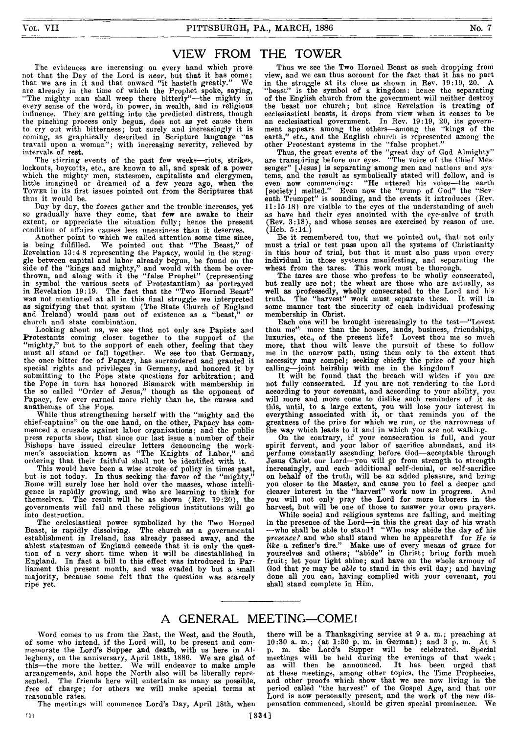# VIEW FROM THE TOWER

The evidences are increasing on every hand which prove not that the Day of the Lord is *near*, but that it has come; that we are in it and that onward "it hasteth greatly." We are already in the time of which the Prophet spoke, saying, "The mighty man shall weep there bitterly"—the mighty in every sense of the word, in power, in wealth, and in religious influence. They are getting into the predicted distress, though the pinching process only begun, does not as yet cause them to cry out with bitterness; but surely and increasingly it is coming, as graphically described in Scripture language "as travail upon a woman"; with increasing severity, relieved by intervals of rest.

The stirring events of the past few weeks—riots, strikes, lockouts, boycotts, etc., are known to all, and speak of a power which the mighty men, statesmen, capitalists and clergymen, little imagined or dreamed of a few years ago, when the TOWER in its first issues pointed out from the Scriptures that thus it would be.

Day by day, the forces gather and the trouble increases, yet so gradually have they come, that few are awake to their extent, or appreciate the situation fully; hence the present condition of affairs causes less uneasiness than it deserves.

Another point to which we called attention some time since, is being fulfilled. We pointed out that "The Beast," of Revelation 13:4-8 representing the Papacy, would in the struggle between capital and labor already begun, be found on the side of the "kings and mighty," and would with them be overthrown, and along with it the "false Prophet" (representing in symbol the various sects of Protestantism) as portrayed in Revelation 19:19. The fact that the "Two Horned Beast" was not mentioned at all in this final struggle we interpreted as signifying that that system (The State Church of England and Ireland) would pass out of existence as a "beast," or church and state combination.

Looking about us, we see that not only are Papists and Protestants coming closer together to the support of the "mighty," but to the support of each other, feeling that they must all stand or fall together. We see too that Germany, the once bitter foe of Papacy, has surrendered and granted it special rights and privileges in Germany, and honored it by submitting to the Pope state questions for arbitration; and the Pope in turn has honored Bismarck with membership in the so called "Order of Jesus," though as the opponent of Papacy, few ever earned more richly than he, the curses and anathemas of the Pope.

While thus strengthening herself with the "mighty and the chief-captains" on the one hand, on the other, Papacy has commenced a crusade against labor organizations; and the public press reports show, that since our last issue a number of their Bishops have issued circular letters denouncing the workmen's association known as "The Knights of Labor," and ordering that their faithful shall not be identified with it.

This would have been a wise stroke of policy in times past, but is not today. In thus seeking the favor of the "mighty," Rome will surely lose her hold over the masses, whose intelligence is rapidly growing, and who are learning to think for themselves. The result will be as shown (Rev. 19:20), the governments will fall and these religious institutions will go into destruction.

The ecclesiastical power symbolized by the Two Horned Beast, is rapidly dissolving. The church as a governmental establishment in Ireland, has already passed away, and the ablest statesmen of England concede that it is only the question of a very short time when it will be disestablished in England. In fact a bill to this effect was introduced in Parliament this present month, and was evaded by but a small majority, because some felt that the question was scarcely ripe yet.

Thus we see the Two Horned Beast as such dropping from view, and we can thus account for the fact that it has no part in the struggle at its close as shown in Rev. 19:19, 20. A "beast" is the symbol of a kingdom: hence the separating of the English church from the government will neither destroy the beast nor church; but since Revelation is treating of ecclesiastical beasts, it drops from view when it ceases to be an ecclesiastical government. In Rev. 19:19, 20, its government appears among the others—among the "kings of the earth," etc., and the English church is represented among the other Protestant systems in the "false prophet."

Thus, the great events of the "great day of God Almighty" are transpiring before our eyes. "The voice of the Chief Messenger" [Jesus] is separating among men and nations and systems, and the result as symbolically stated will follow, and is even now commencing: "He uttered his voice—the earth [society] melted." Even now the "trump of God" the "Seventh Trumpet" is sounding, and the events it introduces (Rev. 11:15-18) are visible to the eyes of the understanding of such as have had their eyes anointed with the eye-salve of truth (Rev. 3:18), and whose senses are exercised by reason of use. (Heb. 5:14.)

Be it remembered too, that we pointed out, that not only must a trial or test pass upon all the systems of Christianity in this hour of trial, but that it must also pass upon every individual in those systems manifesting, and separating the wheat from the tares. This work must be thorough.

The tares are those who profess to be wholly consecrated, but really are not; the wheat are those who are actually, as well as professedly, wholly consecrated to the Lord and his truth. The "harvest" work must separate these. It will in some manner test the sincerity of each individual professing membership in Christ.

Each one will be brought increasingly to the test—"Lovest thou me"—more than the houses, lands, business, friendships, luxuries, etc., of the present life? Lovest thou me so much more, that thou wilt leave the pursuit of these to follow me in the narrow path, using them only to the extent that necessity may compel; seeking chiefly the prize of your high calling—joint heirship with me in the kingdom?

It will be found that the breach will widen if you are not fully consecrated. If you are not rendering to the Lord according to your covenant, and according to your ability, you will more and more come to dislike such reminders of it as this, until, to a large extent, you will lose your interest in everything associated with it, or that reminds you of the greatness of the prize for which we run, or the narrowness of the way which leads to it and in which you are not walking.

On the contrary, if your consecration is full, and your spirit fervent, and your labor of sacrifice abundant, and its perfume constantly ascending before God—acceptable through Jesus Christ our Lord—you will go from strength to strength increasingly, and each additional self-denial, or self-sacrifice on behalf of the truth, will be an added pleasure, and bring you closer to the Master, and cause you to feel a deeper and clearer interest in the "harvest" work now in progress. And you will not only pray the Lord for more laborers in the harvest, but will be one of those to answer your own prayers.

While social and religious systems are falling, and melting in the presence of the Lord—in this the great day of his wrath—who shall be able to stand? "Who may abide the day of his *presence?* and who shall stand when he appeareth? for *He is like* a refiner's fire." Make use of every means of grace for yourselves and others; "abide" in Christ; bring forth much fruit; let your light shine; and have on the whole armour of God that ye may be *able* to stand in this evil day; and having done all you can, having complied with your covenant, you shall stand complete in Him.

---

# A GENERAL MEETING—COME!

Word comes to us from the East, the West, and the South, of some who intend, if the Lord will, to be present and commemorate the Lord's Supper and death, with us here in Allegheny, on the anniversary, April 18th, 1886. We are glad of this—the more the better. We will endeavor to make ample arrangements, and hope the North also will be liberally represented. The friends here will entertain as many as possible, free of charge; for others we will make special terms at reasonable rates.

The meetings will commence Lord's Day, April 18th, when there will be a Thanksgiving service at 9 a. m.; preaching at 10:30 a. m.; (at 1:30 p. m. in German); and 3 p. m. At 8 p. m. the Lord's Supper will be celebrated. Special meetings will be held during the evenings of that week; as will then be announced. It has been urged that at these meetings, among other topics, the Time Prophecies, and other proofs which show that we are now living in the period called "the harvest" of the Gospel Age, and that our Lord is now personally present, and the work of the new dispensation commenced, should be given special prominence. We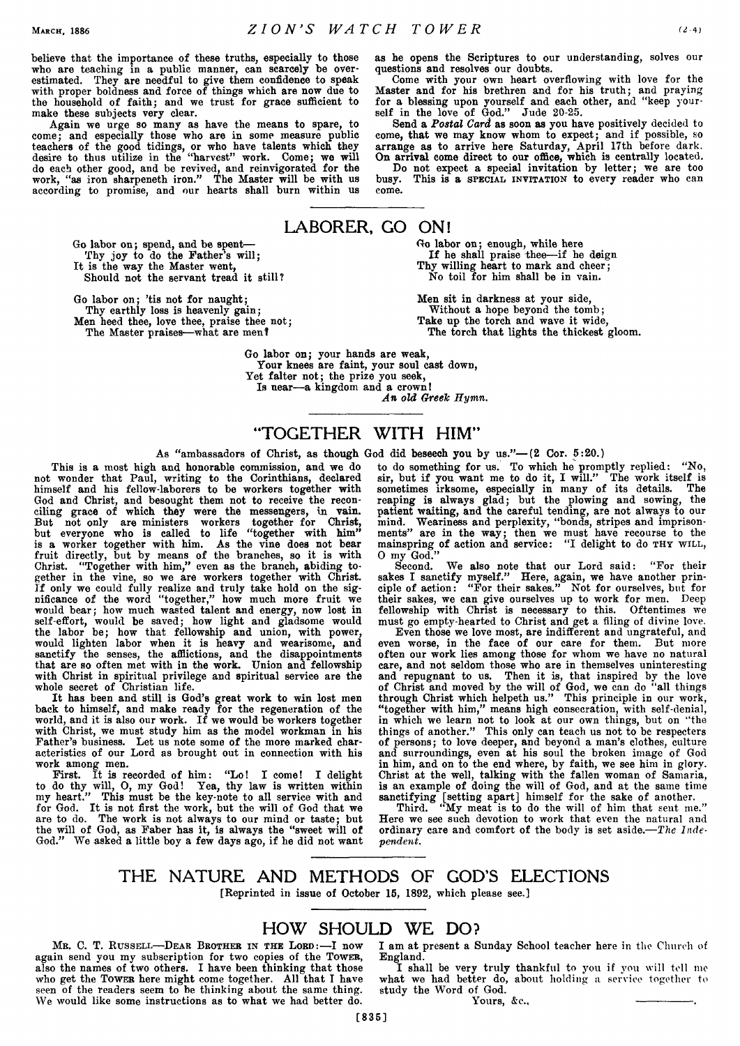believe that the importance of these truths, especially to those who are teaching in a public manner, can scarcely be overestimated. They are needful to give them confidence to speak with proper boldness and force of things which are now due to the household of faith; and we trust for grace sufficient to make these subjects very clear.

Again we urge so many as have the means to spare, to come; and especially those who are in some measure public teachers of the good tidings, or who have talents which they desire to thus utilize in the "harvest" work. Come; we will do each other good, and be revived, and reinvigorated for the work, "as iron sharpeneth iron." The Master will be with us according to promise, and our hearts shall burn within us as he opens the Scriptures to our understanding, solves our questions and resolves our doubts.

Come with your own heart overflowing with love for the Master and for his brethren and for his truth; and praying for a blessing upon yourself and each other, and "keep yourself in the love of God." Jude 20-25.

Send a *Postal Card* as soon as you have positively decided to come, that we may know whom to expect; and if possible, so arrange as to arrive here Saturday, April 17th before dark. **On arrival come direct to our office, which is centrally located.**

Do not expect a special invitation by letter; we are too busy. This is a SPECIAL INVITATION to every reader who can come.

## LABORER, GO ON!

Go labor on; spend, and be spent—
Thy joy to do the Father's will;
It is the way the Master went,
Should not the servant tread it still?

Go labor on; 'tis not for naught;
Thy earthly loss is heavenly gain;
Men heed thee, love thee, praise thee not;
The Master praises—what are men?

Go labor on; enough, while here
If he shall praise thee—if he deign
Thy willing heart to mark and cheer;
No toil for him shall be in vain.

Men sit in darkness at your side,
Without a hope beyond the tomb;
Take up the torch and wave it wide,
The torch that lights the thickest gloom.

Go labor on; your hands are weak,
Your knees are faint, your soul cast down,
Yet falter not; the prize you seek,
Is near—a kingdom and a crown!

*An old Greek Hymn.*

## "TOGETHER WITH HIM"

As "ambassadors of Christ, as though God did beseech you by us."—(2 Cor. 5:20.)

This is a most high and honorable commission, and we do not wonder that Paul, writing to the Corinthians, declared himself and his fellow-laborers to be workers together with God and Christ, and besought them not to receive the reconciling grace of which they were the messengers, in vain. But not only are ministers workers together for Christ, but everyone who is called to life "together with him" is a worker together with him. As the vine does not bear fruit directly, but by means of the branches, so it is with Christ. "Together with him," even as the branch, abiding together in the vine, so we are workers together with Christ. If only we could fully realize and truly take hold on the significance of the word "together," how much more fruit we would bear; how much wasted talent and energy, now lost in self-effort, would be saved; how light and gladsome would the labor be; how that fellowship and union, with power, would lighten labor when it is heavy and wearisome, and sanctify the senses, the afflictions, and the disappointments that are so often met with in the work. Union and fellowship with Christ in spiritual privilege and spiritual service are the whole secret of Christian life.

It has been and still is God's great work to win lost men back to himself, and make ready for the regeneration of the world, and it is also our work. If we would be workers together with Christ, we must study him as the model workman in his Father's business. Let us note some of the more marked characteristics of our Lord as brought out in connection with his work among men.

First. It is recorded of him: "Lo! I come! I delight to do thy will, O, my God! Yea, thy law is written within my heart." This must be the key-note to all service with and for God. It is not first the work, but the will of God that we are to do. The work is not always to our mind or taste; but the will of God, as Faber has it, is always the "sweet will of God." We asked a little boy a few days ago, if he did not want to do something for us. To which he promptly replied: "No, sir, but if you want me to do it, I will." The work itself is sometimes irksome, especially in many of its details. The reaping is always glad; but the plowing and sowing, the patient waiting, and the careful tending, are not always to our mind. Weariness and perplexity, "bonds, stripes and imprisonments" are in the way; then we must have recourse to the mainspring of action and service: "I delight to do THY WILL, O my God."

Second. We also note that our Lord said: "For their sakes I sanctify myself." Here, again, we have another principle of action: "For their sakes." Not for ourselves, but for their sakes, we can give ourselves up to work for men. Deep fellowship with Christ is necessary to this. Oftentimes we must go empty-hearted to Christ and get a filing of divine love.

Even those we love most, are indifferent and ungrateful, and even worse, in the face of our care for them. But more often our work lies among those for whom we have no natural care, and not seldom those who are in themselves uninteresting and repugnant to us. Then it is, that inspired by the love of Christ and moved by the will of God, we can do "all things through Christ which helpeth us." This principle in our work, "together with him," means high consecration, with self-denial, in which we learn not to look at our own things, but on "the things of another." This only can teach us not to be respecters of persons; to love deeper, and beyond a man's clothes, culture and surroundings, even at his soul the broken image of God in him, and on to the end where, by faith, we see him in glory. Christ at the well, talking with the fallen woman of Samaria, is an example of doing the will of God, and at the same time sanctifying [setting apart] himself for the sake of another.

Third. "My meat is to do the will of him that sent me." Here we see such devotion to work that even the natural and ordinary care and comfort of the body is set aside.—*The Independent.*

## THE NATURE AND METHODS OF GOD'S ELECTIONS

[Reprinted in issue of October 15, 1892, which please see.]

## HOW SHOULD WE DO?

MR. C. T. RUSSELL—DEAR BROTHER IN THE LORD:—I now again send you my subscription for two copies of the TOWER, also the names of two others. I have been thinking that those who get the TOWER here might come together. All that I have seen of the readers seem to be thinking about the same thing. We would like some instructions as to what we had better do. I am at present a Sunday School teacher here in the Church of England.

I shall be very truly thankful to you if you will tell me what we had better do, about holding a service together to study the Word of God.

Yours, &c., ————.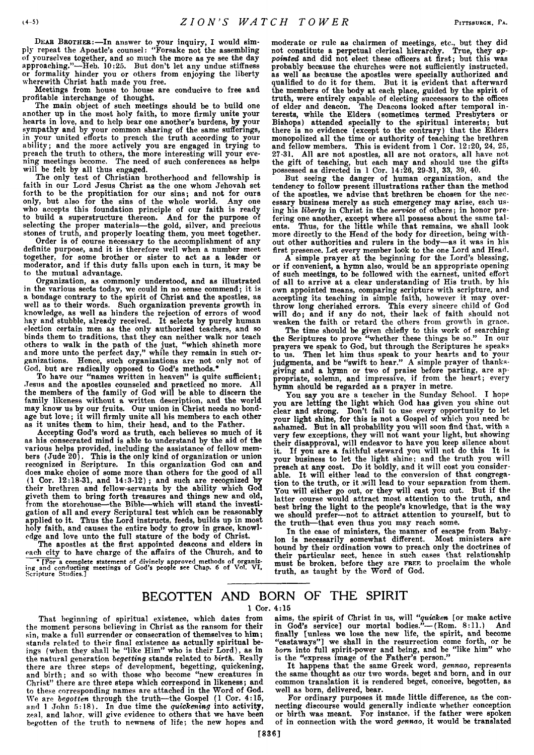DEAR BROTHER:—In answer to your inquiry, I would simply repeat the Apostle's counsel: "Forsake not the assembling of yourselves together, and so much the more as ye see the day approaching."—Heb. 10:25. But don't let any undue stiffness or formality hinder you or others from enjoying the liberty wherewith Christ hath made you free.

Meetings from house to house are conducive to free and profitable interchange of thought.

The main object of such meetings should be to build one another up in the most holy faith, to more firmly unite your hearts in love, and to help bear one another's burdens, by your sympathy and by your common sharing of the same sufferings, in your united efforts to preach the truth according to your ability; and the more actively you are engaged in trying to preach the truth to others, the more interesting will your evening meetings become. The need of such conferences as helps will be felt by all thus engaged.

The only test of Christian brotherhood and fellowship is faith in our Lord Jesus Christ as the one whom Jehovah set forth to be the propitiation for our sins; and not for ours only, but also for the sins of the whole world. Any one who accepts this foundation principle of our faith is ready to build a superstructure thereon. And for the purpose of selecting the proper materials—the gold, silver, and precious stones of truth, and properly locating them, you meet together.

Order is of course necessary to the accomplishment of any definite purpose, and it is therefore well when a number meet together, for some brother or sister to act as a leader or moderator, and if this duty falls upon each in turn, it may be to the mutual advantage.

Organization, as commonly understood, and as illustrated in the various sects today, we could in no sense commend; it is a bondage contrary to the spirit of Christ and the apostles, as well as to their words. Such organization prevents growth in knowledge, as well as hinders the rejection of errors of wood hay and stubble, already received. It selects by purely human election certain men as the only authorized teachers, and so binds them to traditions, that they can neither walk nor teach others to walk in the path of the just, "which shineth more and more unto the perfect day," while they remain in such organizations. Hence, such organizations are not only not of God, but are radically opposed to God's methods.*

To have our "names written in heaven" is quite sufficient; Jesus and the apostles counseled and practiced no more. All the members of the family of God will be able to discern the family likeness without a written description, and the world may know us by our fruits. Our union in Christ needs no bondage but love; it will firmly unite all his members to each other as it unites them to him, their head, and to the Father.

Accepting God's word as truth, each believes so much of it as his consecrated mind is able to understand by the aid of the various helps provided, including the assistance of fellow members (Jude 20). This is the only kind of organization or union recognized in Scripture. In this organization God can and does make choice of some more than others for the good of all (1 Cor. 12:18-31, and 14:3-12); and such are recognized by their brethren and fellow-servants by the ability which God giveth them to bring forth treasures and things new and old, from the storehouse—the Bible—which will stand the investigation of all and every Scriptural test which can be reasonably applied to it. Thus the Lord instructs, feeds, builds up in most holy faith, and causes the entire body to grow in grace, knowledge and love unto the full stature of the body of Christ.

The apostles at the first appointed deacons and elders in each city to have charge of the affairs of the Church, and to moderate or rule as chairmen of meetings, etc., but they did not constitute a perpetual clerical hierarchy. True, they *appointed* and did not elect these officers at first; but this was probably because the churches were not sufficiently instructed, as well as because the apostles were specially authorized and qualified to do it for them. But it is evident that afterward the members of the body at each place, guided by the spirit of truth, were entirely capable of electing successors to the offices of elder and deacon. The Deacons looked after temporal interests, while the Elders (sometimes termed Presbyters or Bishops) attended specially to the spiritual interests; but there is no evidence (except to the contrary) that the Elders monopolized all the time or authority of teaching the brethren and fellow members. This is evident from 1 Cor. 12:20, 24, 25, 27-31. All are not apostles, all are not orators, all have not the gift of teaching, but each may and should use the gifts possessed as directed in 1 Cor. 14:26, 29-31, 33, 39, 40.

But seeing the danger of human organization, and the tendency to follow present illustrations rather than the method of the apostles, we advise that brethren be chosen for the necessary business merely as such emergency may arise, each using his *liberty* in Christ in the *service* of others; in honor preferring one another, except where all possess about the same talents. Thus, for the little while that remains, we shall look more directly to the Head of the body for direction, being without other authorities and rulers in the body—as it was in his first presence. Let every member look to the one Lord and Head.

A simple prayer at the beginning for the Lord's blessing, or if convenient, a hymn also, would be an appropriate opening of such meetings, to be followed with the earnest, united effort of all to arrive at a clear understanding of His truth, by his own appointed means, comparing scripture with scripture, and accepting its teaching in simple faith, however it may overthrow long cherished errors. This every sincere child of God will do; and if any do not, their lack of faith should not weaken the faith or retard the others from growth in grace.

The time should be given chiefly to this work of searching the Scriptures to prove "whether these things be so." In our prayers we speak to God, but through the Scriptures he speaks to us. Then let him thus speak to your hearts and to your judgments, and be "swift to hear." A simple prayer of thanksgiving and a hymn or two of praise before parting, are appropriate, solemn, and impressive, if from the heart; every hymn should be regarded as a prayer in metre.

You say you are a teacher in the Sunday School. I hope you are letting the light which God has given you shine out clear and strong. Don't fail to use every opportunity to let your light shine, for this is not a Gospel of which you need be ashamed. But in all probability you will soon find that, with a very few exceptions, they will not want your light, but showing their disapproval, will endeavor to have you keep silence about it. If you are a faithful steward you will not do this It is your business to let the light shine; and the truth you will preach at any cost. Do it boldly, and it will cost you considerable. It will either lead to the conversion of that congregation to the truth, or it will lead to your separation from them. You will either go out, or they will cast you out. But if the latter course would attract most attention to the truth, and best bring the light to the people's knowledge, that is the way we should prefer—not to attract attention to yourself, but to the truth—that even thus you may reach some.

In the case of ministers, the manner of escape from Babylon is necessarily somewhat different. Most ministers are bound by their ordination vows to preach only the doctrines of their particular sect, hence in such cases that relationship must be broken, before they are FREE to proclaim the whole truth, as taught by the Word of God.

* [For a complete statement of divinely approved methods of organizing and conducting meetings of God's people see Chap. 6 of Vol. VI, Scripture Studies.]

## BEGOTTEN AND BORN OF THE SPIRIT

1 Cor. 4:15

That beginning of spiritual existence, which dates from the moment persons believing in Christ as the ransom for their sin, make a full surrender or consecration of themselves to him; stands related to their final existence as actually spiritual beings (when they shall be "like Him" who is their Lord), as in the natural generation *begetting* stands related to *birth*. Really there are three steps of development, begetting, quickening, and birth; and so with those who become "new creatures in Christ" there are three steps which correspond in likeness; and to these corresponding names are attached in the Word of God. We are *begotten* through the truth—the Gospel (1 Cor. 4:15, and 1 John 5:18). In due time the *quickening* into activity, zeal, and labor, will give evidence to others that we have been begotten of the truth to newness of life; the new hopes and aims, the spirit of Christ in us, will *"quicken* [or make active in God's service] our mortal bodies."—(Rom. 8:11.) And finally [unless we lose the new life, the spirit, and become "castaways"] we shall in the resurrection come forth, or be *born* into full spirit-power and being, and be "like him" who is the "express image of the Father's person."

It happens that the same Greek word, *gennao*, represents the same thought as our two words, beget and born, and in our common translation it is rendered beget, conceive, begotten, as well as born, delivered, bear.

For ordinary purposes it made little difference, as the connecting discourse would generally indicate whether conception or birth was meant. For instance, if the father were spoken of in connection with the word *gennao*, it would be translated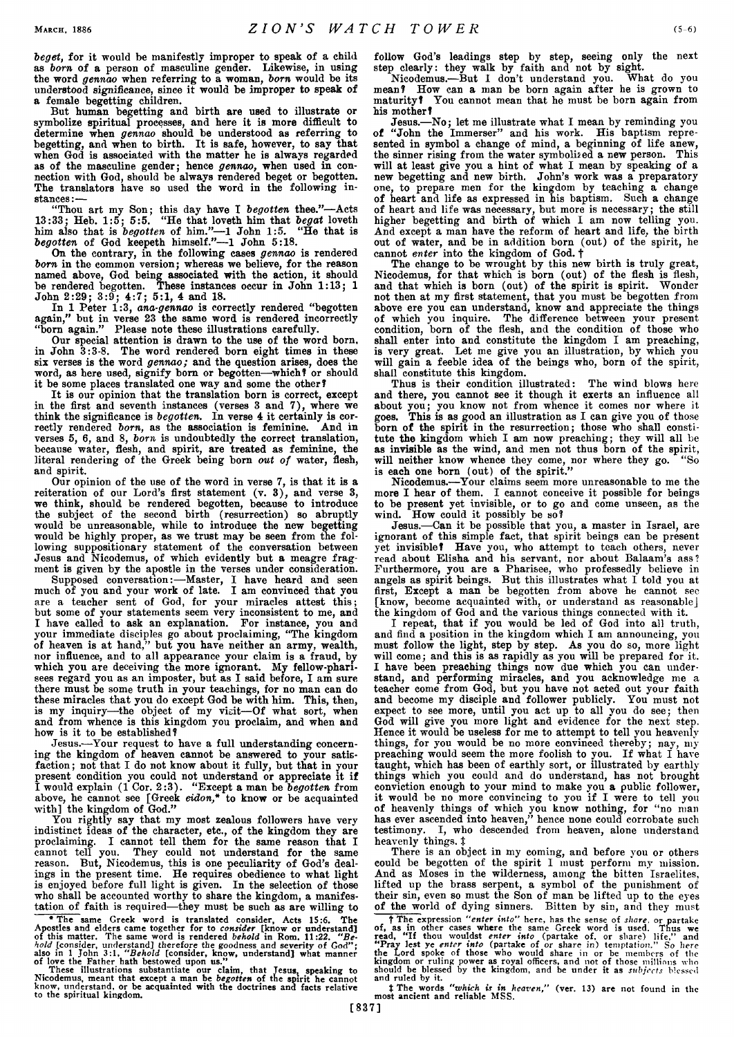*beget*, for it would be manifestly improper to speak of a child as *born* of a person of masculine gender. Likewise, in using the word *gennao* when referring to a woman, *born* would be its understood significance, since it would be improper to speak of a female begetting children.

But human begetting and birth are used to illustrate or symbolize spiritual processes, and here it is more difficult to determine when *gennao* should be understood as referring to begetting, and when to birth. It is safe, however, to say that when God is associated with the matter he is always regarded as of the masculine gender; hence *gennao*, when used in connection with God, should be always rendered beget or begotten. The translators have so used the word in the following instances:—

"Thou art my Son; this day have I *begotten* thee."—Acts 13:33; Heb. 1:5; 5:5. "He that loveth him that *begat* loveth him also that is *begotten* of him."—1 John 1:5. "He that is *begotten* of God keepeth himself."—1 John 5:18.

On the contrary, in the following cases *gennao* is rendered *born* in the common version; whereas we believe, for the reason named above, God being associated with the action, it should be rendered begotten. These instances occur in John 1:13; 1 John 2:29; 3:9; 4:7; 5:1, 4 and 18.

In 1 Peter 1:3, *ana-gennao* is correctly rendered "begotten again," but in verse 23 the same word is rendered incorrectly "born again." Please note these illustrations carefully.

Our special attention is drawn to the use of the word born, in John 3:3-8. The word rendered born eight times in these six verses is the word *gennao;* and the question arises, does the word, as here used, signify born or begotten—which? or should it be some places translated one way and some the other?

It is our opinion that the translation born is correct, except in the first and seventh instances (verses 3 and 7), where we think the significance is *begotten*. In verse 4 it certainly is correctly rendered *born*, as the association is feminine. And in verses 5, 6, and 8, *born* is undoubtedly the correct translation, because water, flesh, and spirit, are treated as feminine, the literal rendering of the Greek being born *out of* water, flesh, and spirit.

Our opinion of the use of the word in verse 7, is that it is a reiteration of our Lord's first statement (v. 3), and verse 3, we think, should be rendered begotten, because to introduce the subject of the second birth (resurrection) so abruptly would be unreasonable, while to introduce the new begetting would be highly proper, as we trust may be seen from the following suppositionary statement of the conversation between Jesus and Nicodemus, of which evidently but a meagre fragment is given by the apostle in the verses under consideration.

Supposed conversation:—Master, I have heard and seen much of you and your work of late. I am convinced that you are a teacher sent of God, for your miracles attest this; but some of your statements seem very inconsistent to me, and I have called to ask an explanation. For instance, you and your immediate disciples go about proclaiming, "The kingdom of heaven is at hand," but you have neither an army, wealth, nor influence, and to all appearance your claim is a fraud, by which you are deceiving the more ignorant. My fellow-pharisees regard you as an imposter, but as I said before, I am sure there must be some truth in your teachings, for no man can do these miracles that you do except God be with him. This, then, is my inquiry—the object of my visit—Of what sort, when and from whence is this kingdom you proclaim, and when and how is it to be established?

Jesus.—Your request to have a full understanding concerning the kingdom of heaven cannot be answered to your satisfaction; not that I do not know about it fully, but that in your present condition you could not understand or appreciate it if I would explain (1 Cor. 2:3). "Except a man be *begotten* from above, he cannot see [Greek *eidon,*\* to know or be acquainted with] the kingdom of God."

You rightly say that my most zealous followers have very indistinct ideas of the character, etc., of the kingdom they are proclaiming. I cannot tell them for the same reason that I cannot tell you. They could not understand for the same reason. But, Nicodemus, this is one peculiarity of God's dealings in the present time. He requires obedience to what light is enjoyed before full light is given. In the selection of those who shall be accounted worthy to share the kingdom, a manifestation of faith is required—they must be such as are willing to follow God's leadings step by step, seeing only the next step clearly: they walk by faith and not by sight.

Nicodemus.—But I don't understand you. What do you mean? How can a man be born again after he is grown to maturity? You cannot mean that he must be born again from his mother?

Jesus.—No; let me illustrate what I mean by reminding you of "John the Immerser" and his work. His baptism represented in symbol a change of mind, a beginning of life anew, the sinner rising from the water symbolized a new person. This will at least give you a hint of what I mean by speaking of a new begetting and new birth. John's work was a preparatory one, to prepare men for the kingdom by teaching a change of heart and life as expressed in his baptism. Such a change of heart and life was necessary, but more is necessary; the still higher begetting and birth of which I am now telling you. And except a man have the reform of heart and life, the birth out of water, and be in addition born (out) of the spirit, he cannot *enter* into the kingdom of God. †

The change to be wrought by this new birth is truly great, Nicodemus, for that which is born (out) of the flesh is flesh, and that which is born (out) of the spirit is spirit. Wonder not then at my first statement, that you must be begotten from above ere you can understand, know and appreciate the things of which you inquire. The difference between your present condition, born of the flesh, and the condition of those who shall enter into and constitute the kingdom I am preaching, is very great. Let me give you an illustration, by which you will gain a feeble idea of the beings who, born of the spirit, shall constitute this kingdom.

Thus is their condition illustrated: The wind blows here and there, you cannot see it though it exerts an influence all about you; you know not from whence it comes nor where it goes. This is as good an illustration as I can give you of those born of the spirit in the resurrection; those who shall constitute the kingdom which I am now preaching; they will all be as invisible as the wind, and men not thus born of the spirit, will neither know whence they come, nor where they go. "So is each one born (out) of the spirit."

Nicodemus.—Your claims seem more unreasonable to me the more I hear of them. I cannot conceive it possible for beings to be present yet invisible, or to go and come unseen, as the wind. How could it possibly be so?

Jesus.—Can it be possible that you, a master in Israel, are ignorant of this simple fact, that spirit beings can be present yet invisible? Have you, who attempt to teach others, never read about Elisha and his servant, nor about Balaam's ass? Furthermore, you are a Pharisee, who professedly believe in angels as spirit beings. But this illustrates what I told you at first, Except a man be begotten from above he cannot see [know, become acquainted with, or understand as reasonable] the kingdom of God and the various things connected with it.

I repeat, that if you would be led of God into all truth, and find a position in the kingdom which I am announcing, you must follow the light, step by step. As you do so, more light will come; and this is as rapidly as you will be prepared for it. I have been preaching things now due which you can understand, and performing miracles, and you acknowledge me a teacher come from God, but you have not acted out your faith and become my disciple and follower publicly. You must not expect to see more, until you act up to all you do see; then God will give you more light and evidence for the next step. Hence it would be useless for me to attempt to tell you heavenly things, for you would be no more convinced thereby; nay, my preaching would seem the more foolish to you. If what I have taught, which has been of earthly sort, or illustrated by earthly things which you could and do understand, has not brought conviction enough to your mind to make you a public follower, it would be no more convincing to you if I were to tell you of heavenly things of which you know nothing, for "no man has ever ascended into heaven," hence none could corrobate such testimony. I, who descended from heaven, alone understand heavenly things. ‡

There is an object in my coming, and before you or others could be begotten of the spirit I must perform my mission. And as Moses in the wilderness, among the bitten Israelites, lifted up the brass serpent, a symbol of the punishment of their sin, even so must the Son of man be lifted up to the eyes of the world of dying sinners. Bitten by sin, and they must

---

\* The same Greek word is translated consider, Acts 15:6. The Apostles and elders came together for to *consider* [know or understand] of this matter. The same word is rendered *behold* in Rom. 11:22. "*Behold* [consider, understand] therefore the goodness and severity of God"; also in 1 John 3:1, "*Behold* [consider, know, understand] what manner of love the Father hath bestowed upon us."

These illustrations substantiate our claim, that Jesus, speaking to Nicodemus, meant that except a man be *begotten* of the spirit he cannot know, understand, or be acquainted with the doctrines and facts relative to the spiritual kingdom.

† The expression "*enter into*" here, has the sense of *share*, or partake of, as in other cases where the same Greek word is used. Thus we read, "If thou wouldst *enter into* (partake of, or share) life," and "Pray lest ye *enter into* (partake of or share in) temptation." So here the Lord spoke of those who would share in or be members of the kingdom or ruling power as royal officers, and not of those millions who should be blessed by the kingdom, and be under it as *subjects* blessed and ruled by it.

‡ The words "*which is in heaven,*" (ver. 13) are not found in the most ancient and reliable MSS.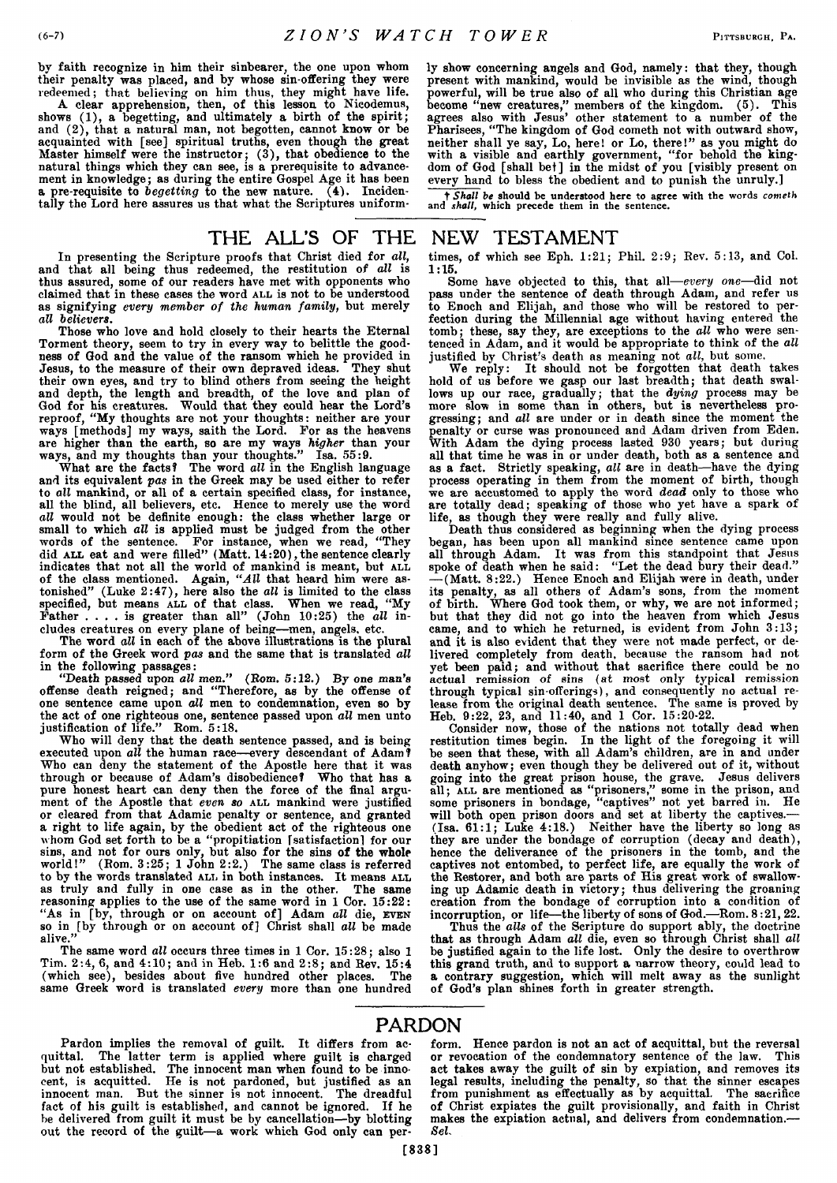by faith recognize in him their sinbearer, the one upon whom their penalty was placed, and by whose sin-offering they were redeemed; that believing on him thus, they might have life.

A clear apprehension, then, of this lesson to Nicodemus, shows (1), a begetting, and ultimately a birth of the spirit; and (2), that a natural man, not begotten, cannot know or be acquainted with [see] spiritual truths, even though the great Master himself were the instructor; (3), that obedience to the natural things which they can see, is a prerequisite to advancement in knowledge; as during the entire Gospel Age it has been a pre-requisite to *begetting* to the new nature. (4). Incidentally the Lord here assures us that what the Scriptures uniformly show concerning angels and God, namely: that they, though present with mankind, would be invisible as the wind, though powerful, will be true also of all who during this Christian age become "new creatures," members of the kingdom. (5). This agrees also with Jesus' other statement to a number of the Pharisees, "The kingdom of God cometh not with outward show, neither shall ye say, Lo, here! or Lo, there!" as you might do with a visible and earthly government, "for behold the kingdom of God [shall be†] in the midst of you [visibly present on every hand to bless the obedient and to punish the unruly.]

† *Shall be* should be understood here to agree with the words *cometh* and *shall*, which precede them in the sentence.

# THE ALL'S OF THE NEW TESTAMENT

In presenting the Scripture proofs that Christ died for *all*, and that all being thus redeemed, the restitution of *all* is thus assured, some of our readers have met with opponents who claimed that in these cases the word ALL is not to be understood as signifying *every member of the human family*, but merely *all believers*.

Those who love and hold closely to their hearts the Eternal Torment theory, seem to try in every way to belittle the goodness of God and the value of the ransom which he provided in Jesus, to the measure of their own depraved ideas. They shut their own eyes, and try to blind others from seeing the height and depth, the length and breadth, of the love and plan of God for his creatures. Would that they could hear the Lord's reproof, "My thoughts are not your thoughts: neither are your ways [methods] my ways, saith the Lord. For as the heavens are higher than the earth, so are my ways *higher* than your ways, and my thoughts than your thoughts." Isa. 55:9.

What are the facts? The word *all* in the English language and its equivalent *pas* in the Greek may be used either to refer to *all* mankind, or all of a certain specified class, for instance, all the blind, all believers, etc. Hence to merely use the word *all* would not be definite enough: the class whether large or small to which *all* is applied must be judged from the other words of the sentence. For instance, when we read, "They did ALL eat and were filled" (Matt. 14:20), the sentence clearly indicates that not all the world of mankind is meant, but ALL of the class mentioned. Again, "*All* that heard him were astonished" (Luke 2:47), here also the *all* is limited to the class specified, but means ALL of that class. When we read, "My Father . . . . is greater than all" (John 10:25) the *all* includes creatures on every plane of being—men, angels, etc.

The word *all* in each of the above illustrations is the plural form of the Greek word *pas* and the same that is translated *all* in the following passages:

"Death passed upon *all* men." (Rom. 5:12.) By one man's offense death reigned; and "Therefore, as by the offense of one sentence came upon *all* men to condemnation, even so by the act of one righteous one, sentence passed upon *all* men unto justification of life." Rom. 5:18.

Who will deny that the death sentence passed, and is being executed upon *all* the human race—every descendant of Adam? Who can deny the statement of the Apostle here that it was through or because of Adam's disobedience? Who that has a pure honest heart can deny then the force of the final argument of the Apostle that *even so* ALL mankind were justified or cleared from that Adamic penalty or sentence, and granted a right to life again, by the obedient act of the righteous one whom God set forth to be a "propitiation [satisfaction] for our sins, and not for ours only, but also for the sins of **the whole** world!" (Rom. 3:25; 1 John 2:2.) The same class is referred to by the words translated ALL in both instances. It means ALL as truly and fully in one case as in the other. The same reasoning applies to the use of the same word in 1 Cor. 15:22: "As in [by, through or on account of] Adam *all* die, EVEN so in [by through or on account of] Christ shall *all* be made alive."

The same word *all* occurs three times in 1 Cor. 15:28; also 1 Tim. 2:4, 6, and 4:10; and in Heb. 1:6 and 2:8; and Rev. 15:4 (which see), besides about five hundred other places. The same Greek word is translated *every* more than one hundred times, of which see Eph. 1:21; Phil. 2:9; Rev. 5:13, and Col. 1:15.

Some have objected to this, that all—*every one*—did not pass under the sentence of death through Adam, and refer us to Enoch and Elijah, and those who will be restored to perfection during the Millennial age without having entered the tomb; these, say they, are exceptions to the *all* who were sentenced in Adam, and it would be appropriate to think of the *all* justified by Christ's death as meaning not *all*, but some.

We reply: It should not be forgotten that death takes hold of us before we gasp our last breadth; that death swallows up our race, gradually; that the *dying* process may be more slow in some than in others, but is nevertheless progressing; and *all* are under or in death since the moment the penalty or curse was pronounced and Adam driven from Eden. With Adam the dying process lasted 930 years; but during all that time he was in or under death, both as a sentence and as a fact. Strictly speaking, *all* are in death—have the dying process operating in them from the moment of birth, though we are accustomed to apply the word *dead* only to those who are totally dead; speaking of those who yet have a spark of life, as though they were really and fully alive.

Death thus considered as beginning when the dying process began, has been upon all mankind since sentence came upon all through Adam. It was from this standpoint that Jesus spoke of death when he said: "Let the dead bury their dead." —(Matt. 8:22.) Hence Enoch and Elijah were in death, under its penalty, as all others of Adam's sons, from the moment of birth. Where God took them, or why, we are not informed; but that they did not go into the heaven from which Jesus came, and to which he returned, is evident from John 3:13; and it is also evident that they were not made perfect, or delivered completely from death, because the ransom had not yet been paid; and without that sacrifice there could be no actual remission of sins (at most only typical remission through typical sin-offerings), and consequently no actual release from the original death sentence. The same is proved by Heb. 9:22, 23, and 11:40, and 1 Cor. 15:20-22.

Consider now, those of the nations not totally dead when restitution times begin. In the light of the foregoing it will be seen that these, with all Adam's children, are in and under death anyhow; even though they be delivered out of it, without going into the great prison house, the grave. Jesus delivers all; ALL are mentioned as "prisoners," some in the prison, and some prisoners in bondage, "captives" not yet barred in. He will both open prison doors and set at liberty the captives.—(Isa. 61:1; Luke 4:18.) Neither have the liberty so long as they are under the bondage of corruption (decay and death), hence the deliverance of the prisoners in the tomb, and the captives not entombed, to perfect life, are equally the work of the Restorer, and both are parts of His great work of swallowing up Adamic death in victory; thus delivering the groaning creation from the bondage of corruption into a condition of incorruption, or life—the liberty of sons of God.—Rom. 8:21, 22.

Thus the *alls* of the Scripture do support ably, the doctrine that as through Adam *all* die, even so through Christ shall *all* be justified again to the life lost. Only the desire to overthrow this grand truth, and to support a narrow theory, could lead to a contrary suggestion, which will melt away as the sunlight of God's plan shines forth in greater strength.

# PARDON

Pardon implies the removal of guilt. It differs from acquittal. The latter term is applied where guilt is charged but not established. The innocent man when found to be innocent, is acquitted. He is not pardoned, but justified as an innocent man. But the sinner is not innocent. The dreadful fact of his guilt is established, and cannot be ignored. If he be delivered from guilt it must be by cancellation—by blotting out the record of the guilt—a work which God only can perform. Hence pardon is not an act of acquittal, but the reversal or revocation of the condemnatory sentence of the law. This act takes away the guilt of sin by expiation, and removes its legal results, including the penalty, so that the sinner escapes from punishment as effectually as by acquittal. The sacrifice of Christ expiates the guilt provisionally, and faith in Christ makes the expiation actual, and delivers from condemnation.—*Sel.*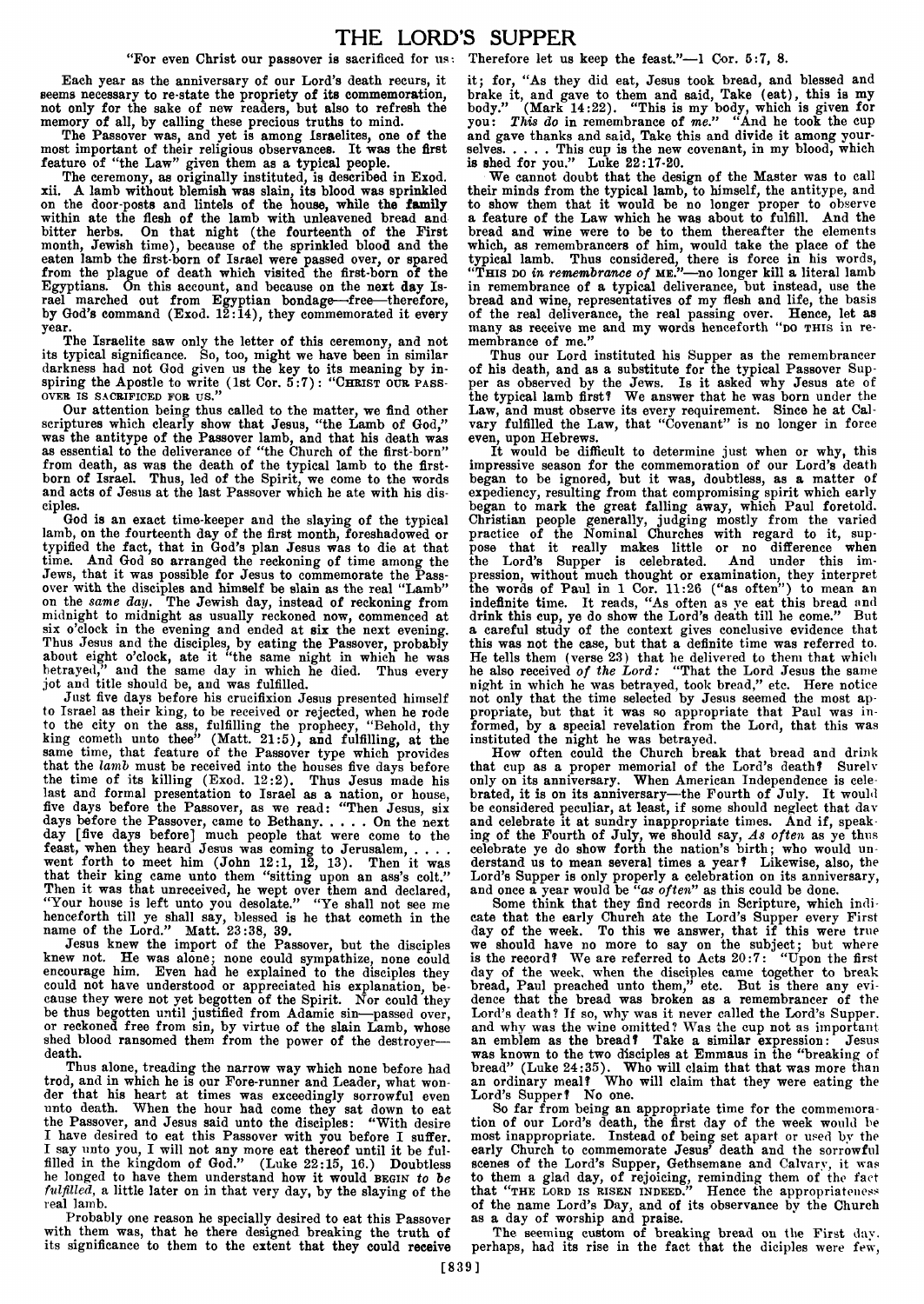# THE LORD'S SUPPER

"For even Christ our passover is sacrificed for us: Therefore let us keep the feast."—1 Cor. 5:7, 8.

Each year as the anniversary of our Lord's death recurs, it seems necessary to re-state the propriety of its commemoration, not only for the sake of new readers, but also to refresh the memory of all, by calling these precious truths to mind.

The Passover was, and yet is among Israelites, one of the most important of their religious observances. It was the first feature of "the Law" given them as a typical people.

The ceremony, as originally instituted, is described in Exod. xii. A lamb without blemish was slain, its blood was sprinkled on the door-posts and lintels of the house, while the family within ate the flesh of the lamb with unleavened bread and bitter herbs. On that night (the fourteenth of the First month, Jewish time), because of the sprinkled blood and the eaten lamb the first-born of Israel were passed over, or spared from the plague of death which visited the first-born of the Egyptians. On this account, and because on the next day Israel marched out from Egyptian bondage—free—therefore, by God's command (Exod. 12:14), they commemorated it every year.

The Israelite saw only the letter of this ceremony, and not its typical significance. So, too, might we have been in similar darkness had not God given us the key to its meaning by inspiring the Apostle to write (1st Cor. 5:7): "CHRIST OUR PASSOVER IS SACRIFICED FOR US."

Our attention being thus called to the matter, we find other scriptures which clearly show that Jesus, "the Lamb of God," was the antitype of the Passover lamb, and that his death was as essential to the deliverance of "the Church of the first-born" from death, as was the death of the typical lamb to the first-born of Israel. Thus, led of the Spirit, we come to the words and acts of Jesus at the last Passover which he ate with his disciples.

God is an exact time-keeper and the slaying of the typical lamb, on the fourteenth day of the first month, foreshadowed or typified the fact, that in God's plan Jesus was to die at that time. And God so arranged the reckoning of time among the Jews, that it was possible for Jesus to commemorate the Passover with the disciples and himself be slain as the real "Lamb" on the *same day*. The Jewish day, instead of reckoning from midnight to midnight as usually reckoned now, commenced at six o'clock in the evening and ended at six the next evening. Thus Jesus and the disciples, by eating the Passover, probably about eight o'clock, ate it "the same night in which he was betrayed," and the same day in which he died. Thus every jot and title should be, and was fulfilled.

Just five days before his crucifixion Jesus presented himself to Israel as their king, to be received or rejected, when he rode to the city on the ass, fulfilling the prophecy, "Behold, thy king cometh unto thee" (Matt. 21:5), and fulfilling, at the same time, that feature of the Passover type which provides that the *lamb* must be received into the houses five days before the time of its killing (Exod. 12:2). Thus Jesus made his last and formal presentation to Israel as a nation, or house, five days before the Passover, as we read: "Then Jesus, six days before the Passover, came to Bethany. . . . . On the next day [five days before] much people that were come to the feast, when they heard Jesus was coming to Jerusalem, . . . . went forth to meet him (John 12:1, 12, 13). Then it was that their king came unto them "sitting upon an ass's colt." Then it was that unreceived, he wept over them and declared, "Your house is left unto you desolate." "Ye shall not see me henceforth till ye shall say, blessed is he that cometh in the name of the Lord." Matt. 23:38, 39.

Jesus knew the import of the Passover, but the disciples knew not. He was alone; none could sympathize, none could encourage him. Even had he explained to the disciples they could not have understood or appreciated his explanation, because they were not yet begotten of the Spirit. Nor could they be thus begotten until justified from Adamic sin—passed over, or reckoned free from sin, by virtue of the slain Lamb, whose shed blood ransomed them from the power of the destroyer—death.

Thus alone, treading the narrow way which none before had trod, and in which he is our Fore-runner and Leader, what wonder that his heart at times was exceedingly sorrowful even unto death. When the hour had come they sat down to eat the Passover, and Jesus said unto the disciples: "With desire I have desired to eat this Passover with you before I suffer. I say unto you, I will not any more eat thereof until it be fulfilled in the kingdom of God." (Luke 22:15, 16.) Doubtless he longed to have them understand how it would BEGIN *to be fulfilled*, a little later on in that very day, by the slaying of the real lamb.

Probably one reason he specially desired to eat this Passover with them was, that he there designed breaking the truth of its significance to them to the extent that they could receive it; for, "As they did eat, Jesus took bread, and blessed and brake it, and gave to them and said, Take (eat), this is my body." (Mark 14:22). "This is my body, which is given for you: *This do* in remembrance of *me*." "And he took the cup and gave thanks and said, Take this and divide it among yourselves. . . . . This cup is the new covenant, in my blood, which is shed for you." Luke 22:17-20.

We cannot doubt that the design of the Master was to call their minds from the typical lamb, to himself, the antitype, and to show them that it would be no longer proper to observe a feature of the Law which he was about to fulfill. And the bread and wine were to be to them thereafter the elements which, as remembrancers of him, would take the place of the typical lamb. Thus considered, there is force in his words, "THIS DO *in remembrance of* ME."—no longer kill a literal lamb in remembrance of a typical deliverance, but instead, use the bread and wine, representatives of my flesh and life, the basis of the real deliverance, the real passing over. Hence, let as many as receive me and my words henceforth "DO THIS in remembrance of me."

Thus our Lord instituted his Supper as the remembrancer of his death, and as a substitute for the typical Passover Supper as observed by the Jews. Is it asked why Jesus ate of the typical lamb first? We answer that he was born under the Law, and must observe its every requirement. Since he at Calvary fulfilled the Law, that "Covenant" is no longer in force even, upon Hebrews.

It would be difficult to determine just when or why, this impressive season for the commemoration of our Lord's death began to be ignored, but it was, doubtless, as a matter of expediency, resulting from that compromising spirit which early began to mark the great falling away, which Paul foretold. Christian people generally, judging mostly from the varied practice of the Nominal Churches with regard to it, suppose that it really makes little or no difference when the Lord's Supper is celebrated. And under this impression, without much thought or examination, they interpret the words of Paul in 1 Cor. 11:26 ("as often") to mean an indefinite time. It reads, "As often as ye eat this bread and drink this cup, ye do show the Lord's death till he come." But a careful study of the context gives conclusive evidence that this was not the case, but that a definite time was referred to. He tells them (verse 23) that he delivered to them that which he also received *of the Lord:* "That the Lord Jesus the same night in which he was betrayed, took bread," etc. Here notice not only that the time selected by Jesus seemed the most appropriate, but that it was so appropriate that Paul was informed, by a special revelation from the Lord, that this was instituted the night he was betrayed.

How often could the Church break that bread and drink that cup as a proper memorial of the Lord's death? Surely only on its anniversary. When American Independence is celebrated, it is on its anniversary—the Fourth of July. It would be considered peculiar, at least, if some should neglect that day and celebrate it at sundry inappropriate times. And if, speaking of the Fourth of July, we should say, *As often* as ye thus celebrate ye do show forth the nation's birth; who would understand us to mean several times a year? Likewise, also, the Lord's Supper is only properly a celebration on its anniversary, and once a year would be *"as often"* as this could be done.

Some think that they find records in Scripture, which indicate that the early Church ate the Lord's Supper every First day of the week. To this we answer, that if this were true we should have no more to say on the subject; but where is the record? We are referred to Acts 20:7: "Upon the first day of the week, when the disciples came together to break bread, Paul preached unto them," etc. But is there any evidence that the bread was broken as a remembrancer of the Lord's death? If so, why was it never called the Lord's Supper, and why was the wine omitted? Was the cup not as important an emblem as the bread? Take a similar expression: Jesus was known to the two disciples at Emmaus in the "breaking of bread" (Luke 24:35). Who will claim that that was more than an ordinary meal? Who will claim that they were eating the Lord's Supper? No one.

So far from being an appropriate time for the commemoration of our Lord's death, the first day of the week would be most inappropriate. Instead of being set apart or used by the early Church to commemorate Jesus' death and the sorrowful scenes of the Lord's Supper, Gethsemane and Calvary, it was to them a glad day, of rejoicing, reminding them of the fact that "THE LORD IS RISEN INDEED." Hence the appropriateness of the name Lord's Day, and of its observance by the Church as a day of worship and praise.

The seeming custom of breaking bread on the First day, perhaps, had its rise in the fact that the diciples were few,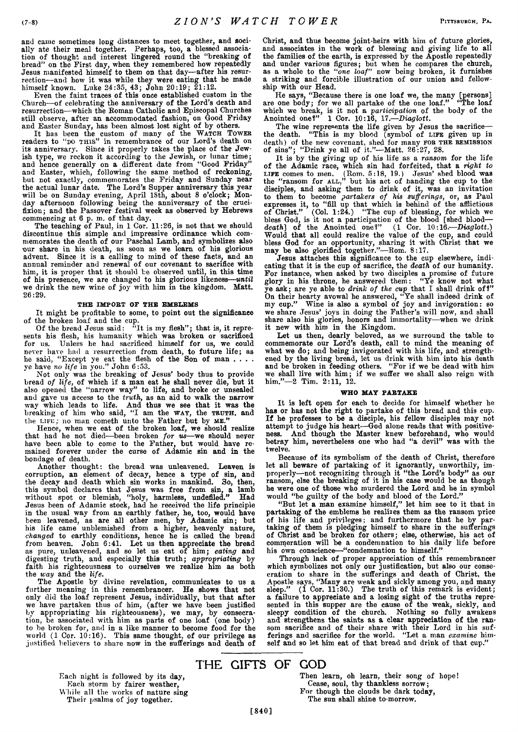and came sometimes long distances to meet together, and socially ate their meal together. Perhaps, too, a blessed association of thought and interest lingered round the "breaking of bread" on the First day, when they remembered how repeatedly Jesus manifested himself to them on that day—after his resurrection—and how it was while they were eating that he made himself known. Luke 24:35, 43; John 20:19; 21:12.

Even the faint traces of this once established custom in the Church—of celebrating the anniversary of the Lord's death and resurrection—which the Roman Catholic and Episcopal Churches still observe, after an accommodated fashion, on Good Friday and Easter Sunday, has been almost lost sight of by others.

It has been the custom of many of the WATCH TOWER readers to "DO THIS" in remembrance of our Lord's death on its anniversary. Since it properly takes the place of the Jewish type, we reckon it according to the Jewish, or lunar time; and hence generally on a different date from "Good Friday" and Easter, which, following the same method of reckoning, but not exactly, commemorates the Friday and Sunday near the actual lunar date. The Lord's Supper anniversary this year will be on Sunday evening, April 18th, about 8 o'clock; Monday afternoon following being the anniversary of the crucifixion; and the Passover festival week as observed by Hebrews commencing at 6 p. m. of that day.

The teaching of Paul, in 1 Cor. 11:26, is not that we should discontinue this simple and impressive ordinance which commemorates the death of our Paschal Lamb, and symbolizes also our share in his death, as soon as we learn of his glorious advent. Since it is a calling to mind of these facts, and an annual reminder and renewal of our covenant to sacrifice with him, it is proper that it should be observed until, in this time of his presence, we are changed to his glorious likeness—*until* we drink the new wine of joy with him in the kingdom. Matt. 26:29.

### THE IMPORT OF THE EMBLEMS

It might be profitable to some, to point out the significance of the broken loaf and the cup.

Of the bread Jesus said: "It is my flesh"; that is, it represents his flesh, his humanity which was broken or sacrificed for us. Unless he had sacrificed himself for us, we could never have had a resurrection from death, to future life; as he said, "Except ye eat the flesh of the Son of man . . . . ye have *no life* in you." John 6:53.

Not only was the breaking of Jesus' body thus to provide bread *of life*, of which if a man eat he shall never die, but it also opened the "narrow way" to life, and broke or unsealed and gave us access to the *truth*, as an aid to walk the narrow way which leads to life. And thus we see that it was the breaking of him who said, "I am the WAY, the TRUTH, and the LIFE; no man cometh unto the Father but by ME."

Hence, when we eat of the broken loaf, we should realize that had he not died—been broken *for us*—we should never have been able to come to the Father, but would have remained forever under the curse of Adamic sin and in the bondage of death.

Another thought: the bread was unleavened. Leaven is corruption, an element of decay, hence a type of sin, and the decay and death which sin works in mankind. So, then, this symbol declares that Jesus was free from sin, a lamb without spot or blemish, "holy, harmless, undefiled." Had Jesus been of Adamic stock, had he received the life principle in the usual way from an earthly father, he, too, would have been leavened, as are all other men, by Adamic sin; but his life came unblemished from a higher, heavenly nature, *changed* to earthly conditions, hence he is called the bread from heaven. John 6:41. Let us then appreciate the bread as pure, unleavened, and so let us eat of him; *eating* and digesting truth, and especially this truth; *appropriating* by faith his righteousness to ourselves we realize him as both the *way* and the *life*.

The Apostle by divine revelation, communicates to us a further meaning in this remembrancer. He shows that not only did the loaf represent Jesus, individually, but that after we have partaken thus of him, (after we have been justified by appropriating his righteousness), we may, by consecration, be associated with him as parts of one loaf (one body) to be broken for, and in a like manner to become food for the world (1 Cor. 10:16). This same thought, of our privilege as justified believers to share now in the sufferings and death of Christ, and thus become joint-heirs with him of future glories, and associates in the work of blessing and giving life to all the families of the earth, is expressed by the Apostle repeatedly and under various figures; but when he compares the church, as a whole to the "*one loaf*" now being broken, it furnishes a striking and forcible illustration of our union and fellowship with our Head.

He says, "Because there is one loaf we, the many [persons] are one body; for we all partake of the one loaf." "The loaf which we break, is it not a *participation* of the body of the Anointed one?" 1 Cor. 10:16, 17.—*Diaglott.*

The wine represents the life given by Jesus the sacrifice—the death. "This is my blood (symbol of LIFE given up in death) of the new covenant, shed for many FOR THE REMISSION of sins"; "Drink ye all of it."—Matt. 26:27, 28.

It is by the giving up of his life as a *ransom* for the life of the Adamic race, which sin had forfeited, that a *right to* LIFE comes to men. (Rom. 5:18, 19.) Jesus' shed blood was the "ransom for ALL," but his act of handing the cup to the disciples, and asking them to drink of it, was an invitation to them to become *partakers of his sufferings*, or, as Paul expresses it, to "fill up that which is behind of the afflictions of Christ." (Col. 1:24.) "The cup of blessing, for which we bless God, is it not a participation of the blood [shed blood—*death*] of the Anointed one?" (1 Cor. 10:16.—*Diaglott.*) Would that all could realize the value of the cup, and could bless God for an opportunity, sharing it with Christ that we may be also glorified together."—Rom. 8:17.

Jesus attaches this significance to the cup elsewhere, indicating that it is the cup of sacrifice, the *death* of our humanity. For instance, when asked by two disciples a promise of future glory in his throne, he answered them: "Ye know not what ye ask; are ye able to *drink of the cup* that I shall drink of?" On their hearty avowal he answered, "Ye shall indeed drink of my cup." Wine is also a symbol of joy and invigoration: so we share Jesus' joys in doing the Father's will now, and shall share also his glories, honors and immortality—when we drink it new with him in the Kingdom.

Let us then, dearly beloved, as we surround the table to commemorate our Lord's death, call to mind the meaning of what we do; and being invigorated with his life, and strengthened by the living bread, let us drink with him into his death and be broken in feeding others. "For if we be dead with him we shall live with him; if we suffer we shall also reign with him."—2 Tim. 2:11, 12.

### WHO MAY PARTAKE

It is left open for each to decide for himself whether he has or has not the right to partake of this bread and this cup. If he professes to be a disciple, his fellow disciples may not attempt to judge his heart—God alone reads that with positiveness. And though the Master knew beforehand, who would betray him, nevertheless one who had "a devil" was with the twelve.

Because of its symbolism of the death of Christ, therefore let all beware of partaking of it ignorantly, unworthily, improperly—not recognizing through it "the Lord's body" as our ransom, else the breaking of it in his case would be as though he were one of those who murdered the Lord and he in symbol would "be guilty of the body and blood of the Lord."

"But let a man examine himself," let him see to it that in partaking of the emblems he realizes them as the ransom price of his life and privileges; and furthermore that he by partaking of them is pledging himself to share in the sufferings of Christ and be broken for others; else, otherwise, his act of commeration will be a condemnation to his daily life before his own conscience—"condemnation to himself."

Through lack of proper appreciation of this remembrancer which symbolizes not only our justification, but also our consecration to share in the sufferings and death of Christ, the Apostle says, "Many are weak and sickly among you, and many sleep." (1 Cor. 11:30.) The truth of this remark is evident; a failure to appreciate and a losing sight of the truths represented in this supper are the cause of the weak, sickly, and sleepy condition of the church. Nothing so fully awakens and strengthens the saints as a clear appreciation of the ransom sacrifice and of their share with their Lord in his sufferings and sacrifice for the world. "Let a man *examine* himself and so let him eat of that bread and drink of that cup."

## THE GIFTS OF GOD

Each night is followed by its day,  
Each storm by fairer weather,  
While all the works of nature sing  
Their psalms of joy together.

Then learn, oh learn, their song of hope!  
Cease, soul, thy thankless sorrow;  
For though the clouds be dark today,  
The sun shall shine to-morrow.